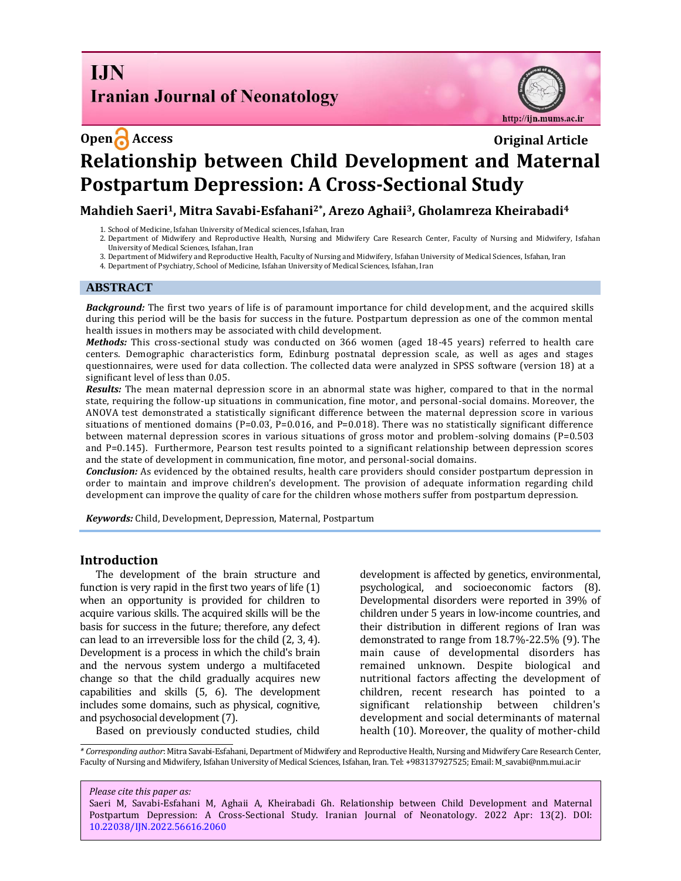**Open Access** **Original Article**

# Relationship between Child Development and Maternal Postpartum Depression: A Cross-Sectional Study

**Mahdieh Saeri[1], Mitra Savabi-Esfahani[2*], Arezo Aghaii[3], Gholamreza Kheirabadi[4]**

1. School of Medicine, Isfahan University of Medical sciences, Isfahan, Iran
2. Department of Midwifery and Reproductive Health, Nursing and Midwifery Care Research Center, Faculty of Nursing and Midwifery, Isfahan University of Medical Sciences, Isfahan, Iran
3. Department of Midwifery and Reproductive Health, Faculty of Nursing and Midwifery, Isfahan University of Medical Sciences, Isfahan, Iran
4. Department of Psychiatry, School of Medicine, Isfahan University of Medical Sciences, Isfahan, Iran

## ABSTRACT

***Background:*** The first two years of life is of paramount importance for child development, and the acquired skills during this period will be the basis for success in the future. Postpartum depression as one of the common mental health issues in mothers may be associated with child development.

***Methods:*** This cross-sectional study was conducted on 366 women (aged 18-45 years) referred to health care centers. Demographic characteristics form, Edinburg postnatal depression scale, as well as ages and stages questionnaires, were used for data collection. The collected data were analyzed in SPSS software (version 18) at a significant level of less than 0.05.

***Results:*** The mean maternal depression score in an abnormal state was higher, compared to that in the normal state, requiring the follow-up situations in communication, fine motor, and personal-social domains. Moreover, the ANOVA test demonstrated a statistically significant difference between the maternal depression score in various situations of mentioned domains (P=0.03, P=0.016, and P=0.018). There was no statistically significant difference between maternal depression scores in various situations of gross motor and problem-solving domains (P=0.503 and P=0.145). Furthermore, Pearson test results pointed to a significant relationship between depression scores and the state of development in communication, fine motor, and personal-social domains.

***Conclusion:*** As evidenced by the obtained results, health care providers should consider postpartum depression in order to maintain and improve children's development. The provision of adequate information regarding child development can improve the quality of care for the children whose mothers suffer from postpartum depression.

***Keywords:*** Child, Development, Depression, Maternal, Postpartum

## Introduction

The development of the brain structure and function is very rapid in the first two years of life (1) when an opportunity is provided for children to acquire various skills. The acquired skills will be the basis for success in the future; therefore, any defect can lead to an irreversible loss for the child (2, 3, 4). Development is a process in which the child's brain and the nervous system undergo a multifaceted change so that the child gradually acquires new capabilities and skills (5, 6). The development includes some domains, such as physical, cognitive, and psychosocial development (7).

Based on previously conducted studies, child development is affected by genetics, environmental, psychological, and socioeconomic factors (8). Developmental disorders were reported in 39% of children under 5 years in low-income countries, and their distribution in different regions of Iran was demonstrated to range from 18.7%-22.5% (9). The main cause of developmental disorders has remained unknown. Despite biological and nutritional factors affecting the development of children, recent research has pointed to a significant relationship between children's development and social determinants of maternal health (10). Moreover, the quality of mother-child

*\* Corresponding author*: Mitra Savabi-Esfahani, Department of Midwifery and Reproductive Health, Nursing and Midwifery Care Research Center, Faculty of Nursing and Midwifery, Isfahan University of Medical Sciences, Isfahan, Iran. Tel: +983137927525; Email: M_savabi@nm.mui.ac.ir

*Please cite this paper as:*
Saeri M, Savabi-Esfahani M, Aghaii A, Kheirabadi Gh. Relationship between Child Development and Maternal Postpartum Depression: A Cross-Sectional Study. Iranian Journal of Neonatology. 2022 Apr: 13(2). DOI: 10.22038/IJN.2022.56616.2060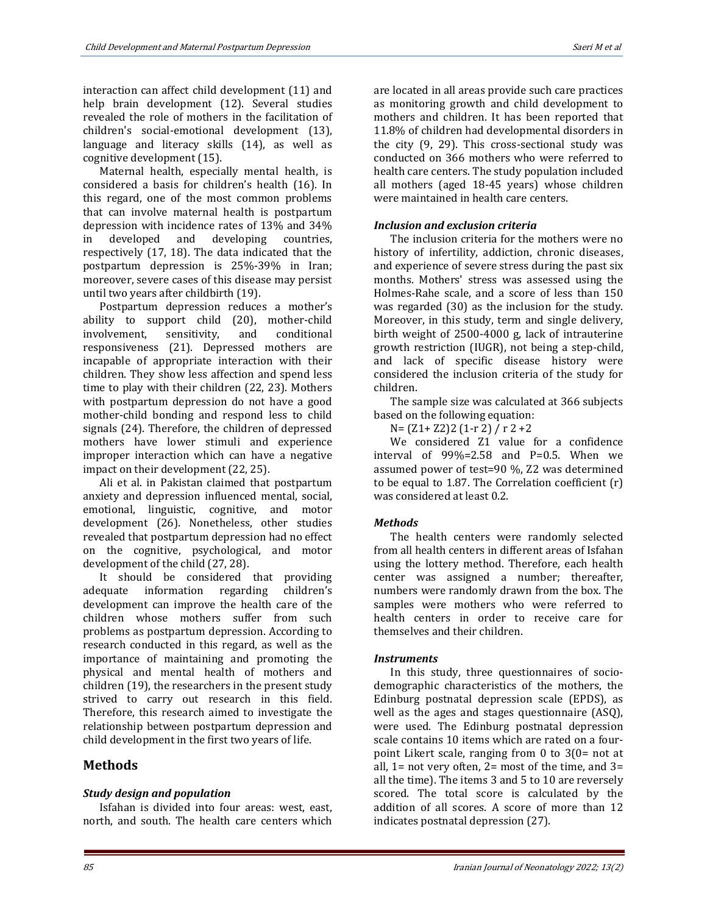interaction can affect child development (11) and help brain development (12). Several studies revealed the role of mothers in the facilitation of children's social-emotional development (13), language and literacy skills (14), as well as cognitive development (15).

Maternal health, especially mental health, is considered a basis for children's health (16). In this regard, one of the most common problems that can involve maternal health is postpartum depression with incidence rates of 13% and 34% in developed and developing countries, respectively (17, 18). The data indicated that the postpartum depression is 25%-39% in Iran; moreover, severe cases of this disease may persist until two years after childbirth (19).

Postpartum depression reduces a mother's ability to support child (20), mother-child involvement, sensitivity, and conditional responsiveness (21). Depressed mothers are incapable of appropriate interaction with their children. They show less affection and spend less time to play with their children (22, 23). Mothers with postpartum depression do not have a good mother-child bonding and respond less to child signals (24). Therefore, the children of depressed mothers have lower stimuli and experience improper interaction which can have a negative impact on their development (22, 25).

Ali et al. in Pakistan claimed that postpartum anxiety and depression influenced mental, social, emotional, linguistic, cognitive, and motor development (26). Nonetheless, other studies revealed that postpartum depression had no effect on the cognitive, psychological, and motor development of the child (27, 28).

It should be considered that providing adequate information regarding children's development can improve the health care of the children whose mothers suffer from such problems as postpartum depression. According to research conducted in this regard, as well as the importance of maintaining and promoting the physical and mental health of mothers and children (19), the researchers in the present study strived to carry out research in this field. Therefore, this research aimed to investigate the relationship between postpartum depression and child development in the first two years of life.

## Methods

### *Study design and population*

Isfahan is divided into four areas: west, east, north, and south. The health care centers which are located in all areas provide such care practices as monitoring growth and child development to mothers and children. It has been reported that 11.8% of children had developmental disorders in the city (9, 29). This cross-sectional study was conducted on 366 mothers who were referred to health care centers. The study population included all mothers (aged 18-45 years) whose children were maintained in health care centers.

### *Inclusion and exclusion criteria*

The inclusion criteria for the mothers were no history of infertility, addiction, chronic diseases, and experience of severe stress during the past six months. Mothers' stress was assessed using the Holmes-Rahe scale, and a score of less than 150 was regarded (30) as the inclusion for the study. Moreover, in this study, term and single delivery, birth weight of 2500-4000 g, lack of intrauterine growth restriction (IUGR), not being a step-child, and lack of specific disease history were considered the inclusion criteria of the study for children.

The sample size was calculated at 366 subjects based on the following equation:

$N= (Z1+ Z2)2 (1-r 2) / r 2 +2$

We considered Z1 value for a confidence interval of 99%=2.58 and P=0.5. When we assumed power of test=90 %, Z2 was determined to be equal to 1.87. The Correlation coefficient (r) was considered at least 0.2.

### *Methods*

The health centers were randomly selected from all health centers in different areas of Isfahan using the lottery method. Therefore, each health center was assigned a number; thereafter, numbers were randomly drawn from the box. The samples were mothers who were referred to health centers in order to receive care for themselves and their children.

### *Instruments*

In this study, three questionnaires of socio-demographic characteristics of the mothers, the Edinburg postnatal depression scale (EPDS), as well as the ages and stages questionnaire (ASQ), were used. The Edinburg postnatal depression scale contains 10 items which are rated on a four-point Likert scale, ranging from 0 to 3(0= not at all, 1= not very often, 2= most of the time, and 3= all the time). The items 3 and 5 to 10 are reversely scored. The total score is calculated by the addition of all scores. A score of more than 12 indicates postnatal depression (27).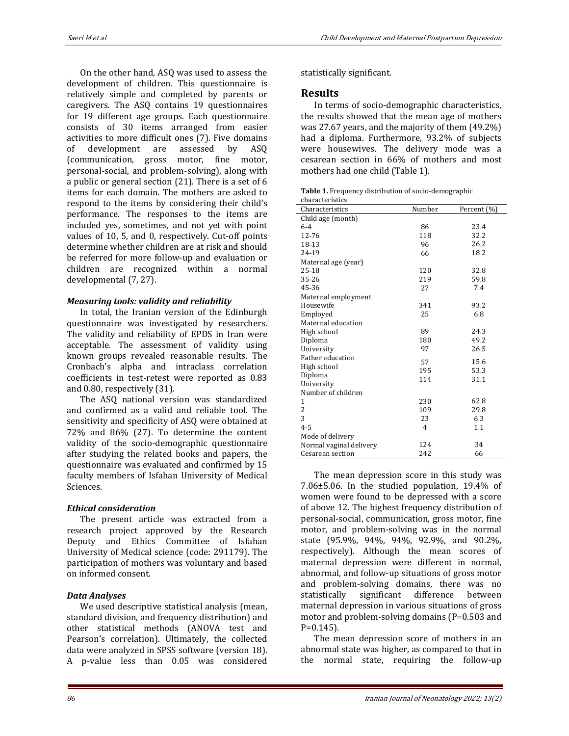On the other hand, ASQ was used to assess the development of children. This questionnaire is relatively simple and completed by parents or caregivers. The ASQ contains 19 questionnaires for 19 different age groups. Each questionnaire consists of 30 items arranged from easier activities to more difficult ones (7). Five domains of development are assessed by ASQ (communication, gross motor, fine motor, personal-social, and problem-solving), along with a public or general section (21). There is a set of 6 items for each domain. The mothers are asked to respond to the items by considering their child's performance. The responses to the items are included yes, sometimes, and not yet with point values of 10, 5, and 0, respectively. Cut-off points determine whether children are at risk and should be referred for more follow-up and evaluation or children are recognized within a normal developmental (7, 27).

### *Measuring tools: validity and reliability*

In total, the Iranian version of the Edinburgh questionnaire was investigated by researchers. The validity and reliability of EPDS in Iran were acceptable. The assessment of validity using known groups revealed reasonable results. The Cronbach's alpha and intraclass correlation coefficients in test-retest were reported as 0.83 and 0.80, respectively (31).

The ASQ national version was standardized and confirmed as a valid and reliable tool. The sensitivity and specificity of ASQ were obtained at 72% and 86% (27). To determine the content validity of the socio-demographic questionnaire after studying the related books and papers, the questionnaire was evaluated and confirmed by 15 faculty members of Isfahan University of Medical Sciences.

### *Ethical consideration*

The present article was extracted from a research project approved by the Research Deputy and Ethics Committee of Isfahan University of Medical science (code: 291179). The participation of mothers was voluntary and based on informed consent.

### *Data Analyses*

We used descriptive statistical analysis (mean, standard division, and frequency distribution) and other statistical methods (ANOVA test and Pearson's correlation). Ultimately, the collected data were analyzed in SPSS software (version 18). A p-value less than 0.05 was considered statistically significant.

## Results

In terms of socio-demographic characteristics, the results showed that the mean age of mothers was 27.67 years, and the majority of them (49.2%) had a diploma. Furthermore, 93.2% of subjects were housewives. The delivery mode was a cesarean section in 66% of mothers and most mothers had one child (Table 1).

**Table 1.** Frequency distribution of socio-demographic characteristics

| Characteristics | Number | Percent (%) |
|---|---|---|
| Child age (month) | | |
| 6-4 | 86 | 23.4 |
| 12-76 | 118 | 32.2 |
| 18-13 | 96 | 26.2 |
| 24-19 | 66 | 18.2 |
| Maternal age (year) | | |
| 25-18 | 120 | 32.8 |
| 35-26 | 219 | 59.8 |
| 45-36 | 27 | 7.4 |
| Maternal employment | | |
| Housewife | 341 | 93.2 |
| Employed | 25 | 6.8 |
| Maternal education | | |
| High school | 89 | 24.3 |
| Diploma | 180 | 49.2 |
| University | 97 | 26.5 |
| Father education | | |
| High school | 57 | 15.6 |
| Diploma | 195 | 53.3 |
| University | 114 | 31.1 |
| Number of children | | |
| 1 | 230 | 62.8 |
| 2 | 109 | 29.8 |
| 3 | 23 | 6.3 |
| 4-5 | 4 | 1.1 |
| Mode of delivery | | |
| Normal vaginal delivery | 124 | 34 |
| Cesarean section | 242 | 66 |

The mean depression score in this study was 7.06±5.06. In the studied population, 19.4% of women were found to be depressed with a score of above 12. The highest frequency distribution of personal-social, communication, gross motor, fine motor, and problem-solving was in the normal state (95.9%, 94%, 94%, 92.9%, and 90.2%, respectively). Although the mean scores of maternal depression were different in normal, abnormal, and follow-up situations of gross motor and problem-solving domains, there was no statistically significant difference between maternal depression in various situations of gross motor and problem-solving domains ($P=0.503$ and $P=0.145$).

The mean depression score of mothers in an abnormal state was higher, as compared to that in the normal state, requiring the follow-up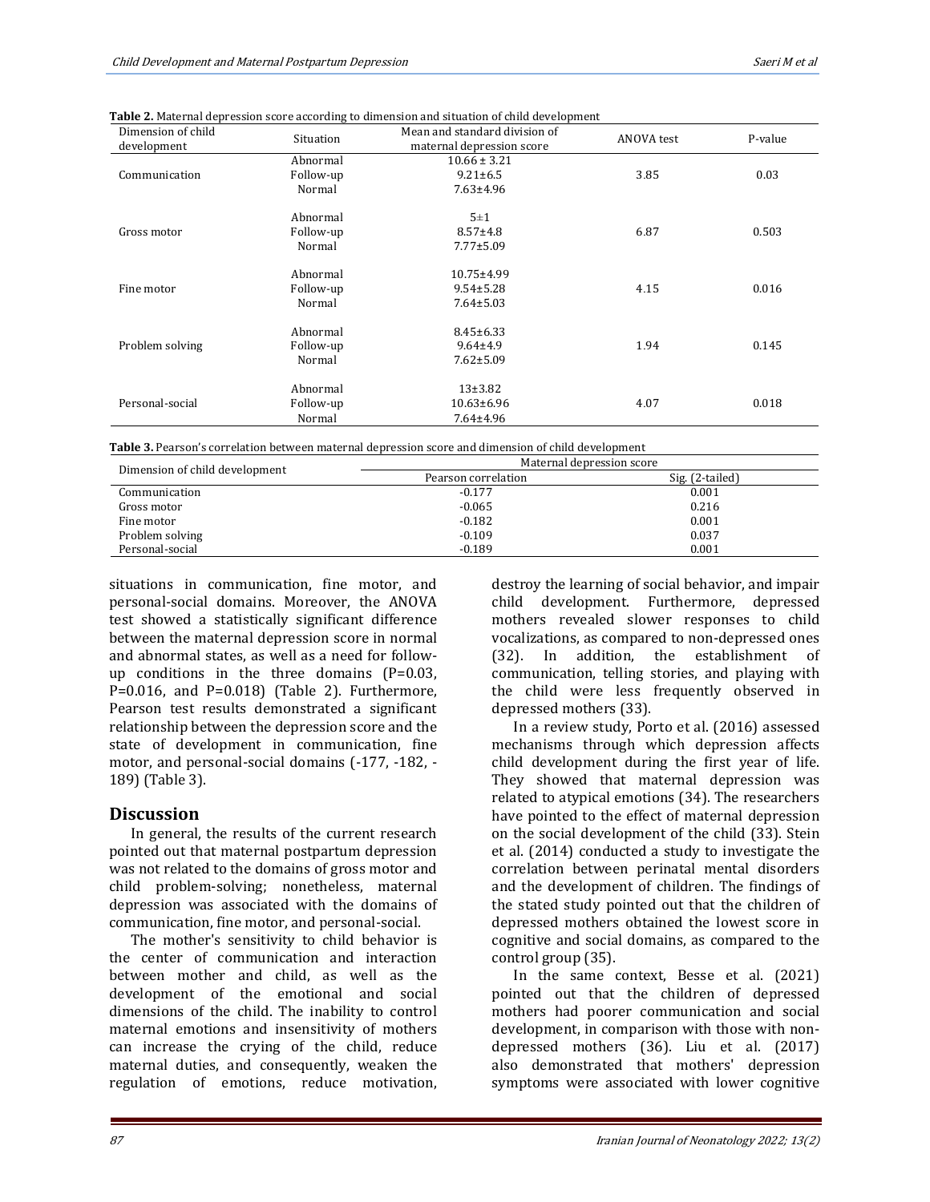**Table 2.** Maternal depression score according to dimension and situation of child development

| Dimension of child development | Situation | Mean and standard division of maternal depression score | ANOVA test | P-value |
|---|---|---|---|---|
| Communication | Abnormal | 10.66 ± 3.21 | 3.85 | 0.03 |
| | Follow-up | 9.21±6.5 | | |
| | Normal | 7.63±4.96 | | |
| Gross motor | Abnormal | 5±1 | 6.87 | 0.503 |
| | Follow-up | 8.57±4.8 | | |
| | Normal | 7.77±5.09 | | |
| Fine motor | Abnormal | 10.75±4.99 | 4.15 | 0.016 |
| | Follow-up | 9.54±5.28 | | |
| | Normal | 7.64±5.03 | | |
| Problem solving | Abnormal | 8.45±6.33 | 1.94 | 0.145 |
| | Follow-up | 9.64±4.9 | | |
| | Normal | 7.62±5.09 | | |
| Personal-social | Abnormal | 13±3.82 | 4.07 | 0.018 |
| | Follow-up | 10.63±6.96 | | |
| | Normal | 7.64±4.96 | | |

**Table 3.** Pearson's correlation between maternal depression score and dimension of child development

| Dimension of child development | Maternal depression score | |
|---|---|---|
| | Pearson correlation | Sig. (2-tailed) |
| Communication | -0.177 | 0.001 |
| Gross motor | -0.065 | 0.216 |
| Fine motor | -0.182 | 0.001 |
| Problem solving | -0.109 | 0.037 |
| Personal-social | -0.189 | 0.001 |

situations in communication, fine motor, and personal-social domains. Moreover, the ANOVA test showed a statistically significant difference between the maternal depression score in normal and abnormal states, as well as a need for follow-up conditions in the three domains (P=0.03, P=0.016, and P=0.018) (Table 2). Furthermore, Pearson test results demonstrated a significant relationship between the depression score and the state of development in communication, fine motor, and personal-social domains (-177, -182, -189) (Table 3).

## Discussion

In general, the results of the current research pointed out that maternal postpartum depression was not related to the domains of gross motor and child problem-solving; nonetheless, maternal depression was associated with the domains of communication, fine motor, and personal-social.

The mother's sensitivity to child behavior is the center of communication and interaction between mother and child, as well as the development of the emotional and social dimensions of the child. The inability to control maternal emotions and insensitivity of mothers can increase the crying of the child, reduce maternal duties, and consequently, weaken the regulation of emotions, reduce motivation, destroy the learning of social behavior, and impair child development. Furthermore, depressed mothers revealed slower responses to child vocalizations, as compared to non-depressed ones (32). In addition, the establishment of communication, telling stories, and playing with the child were less frequently observed in depressed mothers (33).

In a review study, Porto et al. (2016) assessed mechanisms through which depression affects child development during the first year of life. They showed that maternal depression was related to atypical emotions (34). The researchers have pointed to the effect of maternal depression on the social development of the child (33). Stein et al. (2014) conducted a study to investigate the correlation between perinatal mental disorders and the development of children. The findings of the stated study pointed out that the children of depressed mothers obtained the lowest score in cognitive and social domains, as compared to the control group (35).

In the same context, Besse et al. (2021) pointed out that the children of depressed mothers had poorer communication and social development, in comparison with those with non-depressed mothers (36). Liu et al. (2017) also demonstrated that mothers' depression symptoms were associated with lower cognitive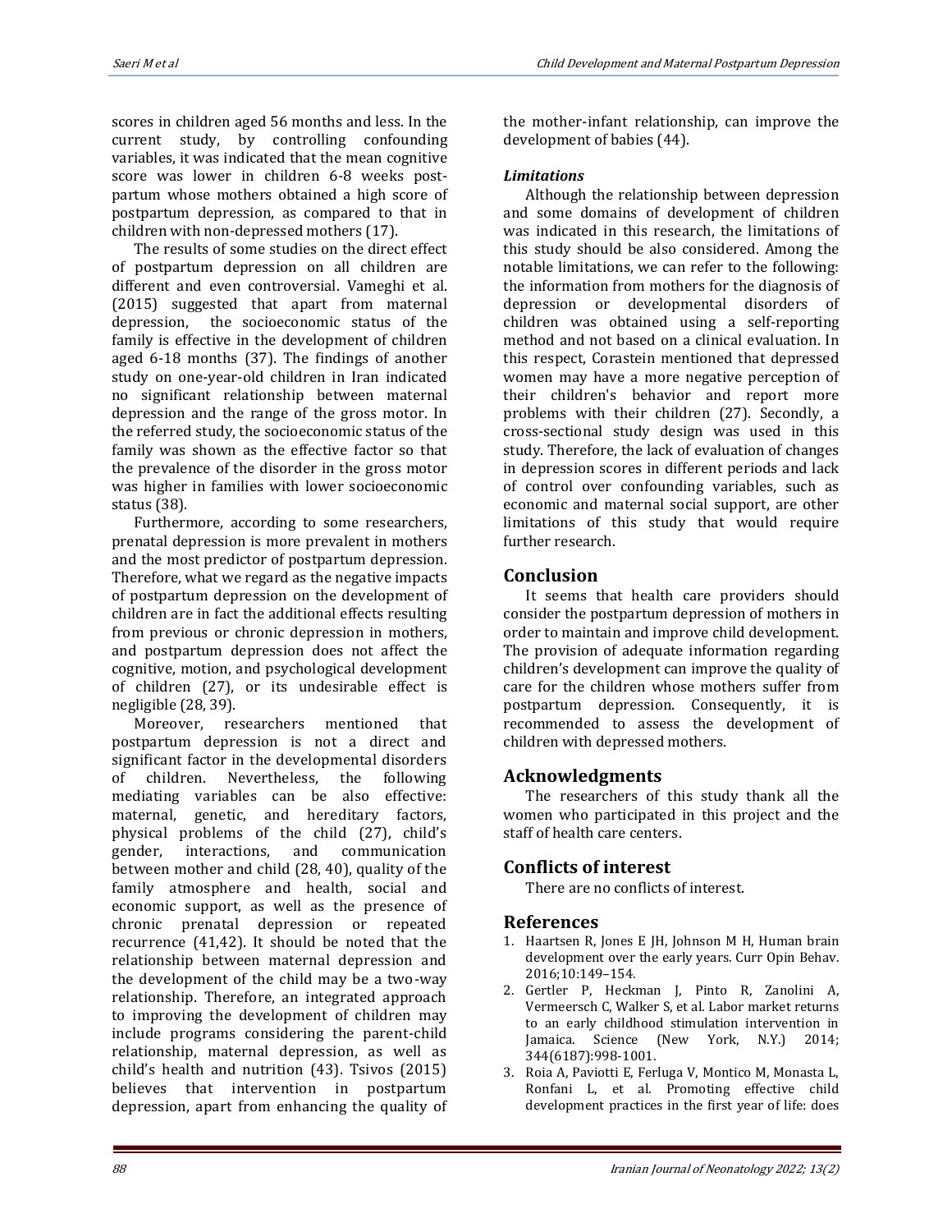scores in children aged 56 months and less. In the current study, by controlling confounding variables, it was indicated that the mean cognitive score was lower in children 6-8 weeks post-partum whose mothers obtained a high score of postpartum depression, as compared to that in children with non-depressed mothers (17).

The results of some studies on the direct effect of postpartum depression on all children are different and even controversial. Vameghi et al. (2015) suggested that apart from maternal depression, the socioeconomic status of the family is effective in the development of children aged 6-18 months (37). The findings of another study on one-year-old children in Iran indicated no significant relationship between maternal depression and the range of the gross motor. In the referred study, the socioeconomic status of the family was shown as the effective factor so that the prevalence of the disorder in the gross motor was higher in families with lower socioeconomic status (38).

Furthermore, according to some researchers, prenatal depression is more prevalent in mothers and the most predictor of postpartum depression. Therefore, what we regard as the negative impacts of postpartum depression on the development of children are in fact the additional effects resulting from previous or chronic depression in mothers, and postpartum depression does not affect the cognitive, motion, and psychological development of children (27), or its undesirable effect is negligible (28, 39).

Moreover, researchers mentioned that postpartum depression is not a direct and significant factor in the developmental disorders of children. Nevertheless, the following mediating variables can be also effective: maternal, genetic, and hereditary factors, physical problems of the child (27), child's gender, interactions, and communication between mother and child (28, 40), quality of the family atmosphere and health, social and economic support, as well as the presence of chronic prenatal depression or repeated recurrence (41,42). It should be noted that the relationship between maternal depression and the development of the child may be a two-way relationship. Therefore, an integrated approach to improving the development of children may include programs considering the parent-child relationship, maternal depression, as well as child's health and nutrition (43). Tsivos (2015) believes that intervention in postpartum depression, apart from enhancing the quality of the mother-infant relationship, can improve the development of babies (44).

### *Limitations*

Although the relationship between depression and some domains of development of children was indicated in this research, the limitations of this study should be also considered. Among the notable limitations, we can refer to the following: the information from mothers for the diagnosis of depression or developmental disorders of children was obtained using a self-reporting method and not based on a clinical evaluation. In this respect, Corastein mentioned that depressed women may have a more negative perception of their children's behavior and report more problems with their children (27). Secondly, a cross-sectional study design was used in this study. Therefore, the lack of evaluation of changes in depression scores in different periods and lack of control over confounding variables, such as economic and maternal social support, are other limitations of this study that would require further research.

## Conclusion

It seems that health care providers should consider the postpartum depression of mothers in order to maintain and improve child development. The provision of adequate information regarding children's development can improve the quality of care for the children whose mothers suffer from postpartum depression. Consequently, it is recommended to assess the development of children with depressed mothers.

## Acknowledgments

The researchers of this study thank all the women who participated in this project and the staff of health care centers.

## Conflicts of interest

There are no conflicts of interest.

## References

1. Haartsen R, Jones E JH, Johnson M H, Human brain development over the early years. Curr Opin Behav. 2016;10:149–154.
2. Gertler P, Heckman J, Pinto R, Zanolini A, Vermeersch C, Walker S, et al. Labor market returns to an early childhood stimulation intervention in Jamaica. Science (New York, N.Y.) 2014; 344(6187):998-1001.
3. Roia A, Paviotti E, Ferluga V, Montico M, Monasta L, Ronfani L, et al. Promoting effective child development practices in the first year of life: does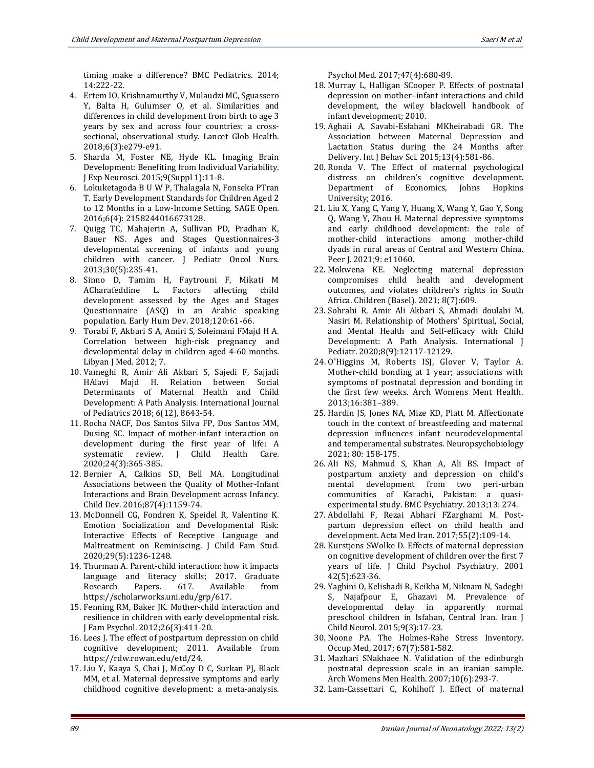timing make a difference? BMC Pediatrics. 2014; 14:222-22.

4. Ertem IO, Krishnamurthy V, Mulaudzi MC, Sguassero Y, Balta H, Gulumser O, et al. Similarities and differences in child development from birth to age 3 years by sex and across four countries: a cross-sectional, observational study. Lancet Glob Health. 2018;6(3):e279-e91.
5. Sharda M, Foster NE, Hyde KL. Imaging Brain Development: Benefiting from Individual Variability. J Exp Neurosci. 2015;9(Suppl 1):11-8.
6. Lokuketagoda B U W P, Thalagala N, Fonseka PTran T. Early Development Standards for Children Aged 2 to 12 Months in a Low-Income Setting. SAGE Open. 2016;6(4): 2158244016673128.
7. Quigg TC, Mahajerin A, Sullivan PD, Pradhan K, Bauer NS. Ages and Stages Questionnaires-3 developmental screening of infants and young children with cancer. J Pediatr Oncol Nurs. 2013;30(5):235-41.
8. Sinno D, Tamim H, Faytrouni F, Mikati M ACharafeddine L. Factors affecting child development assessed by the Ages and Stages Questionnaire (ASQ) in an Arabic speaking population. Early Hum Dev. 2018;120:61-66.
9. Torabi F, Akbari S A, Amiri S, Soleimani FMajd H A. Correlation between high-risk pregnancy and developmental delay in children aged 4-60 months. Libyan J Med. 2012; 7.
10. Vameghi R, Amir Ali Akbari S, Sajedi F, Sajjadi HAlavi Majd H. Relation between Social Determinants of Maternal Health and Child Development: A Path Analysis. International Journal of Pediatrics 2018; 6(12), 8643-54.
11. Rocha NACF, Dos Santos Silva FP, Dos Santos MM, Dusing SC. Impact of mother-infant interaction on development during the first year of life: A systematic review. J Child Health Care. 2020;24(3):365-385.
12. Bernier A, Calkins SD, Bell MA. Longitudinal Associations between the Quality of Mother-Infant Interactions and Brain Development across Infancy. Child Dev. 2016;87(4):1159-74.
13. McDonnell CG, Fondren K, Speidel R, Valentino K. Emotion Socialization and Developmental Risk: Interactive Effects of Receptive Language and Maltreatment on Reminiscing. J Child Fam Stud. 2020;29(5):1236-1248.
14. Thurman A. Parent-child interaction: how it impacts language and literacy skills; 2017. Graduate Research Papers. 617. Available from https://scholarworks.uni.edu/grp/617.
15. Fenning RM, Baker JK. Mother-child interaction and resilience in children with early developmental risk. J Fam Psychol. 2012;26(3):411-20.
16. Lees J. The effect of postpartum depression on child cognitive development; 2011. Available from https://rdw.rowan.edu/etd/24.
17. Liu Y, Kaaya S, Chai J, McCoy D C, Surkan PJ, Black MM, et al. Maternal depressive symptoms and early childhood cognitive development: a meta-analysis. Psychol Med. 2017;47(4):680-89.
18. Murray L, Halligan SCooper P. Effects of postnatal depression on mother–infant interactions and child development, the wiley blackwell handbook of infant development; 2010.
19. Aghaii A, Savabi-Esfahani MKheirabadi GR. The Association between Maternal Depression and Lactation Status during the 24 Months after Delivery. Int J Behav Sci. 2015;13(4):581-86.
20. Ronda V. The Effect of maternal psychological distress on children's cognitive development. Department of Economics, Johns Hopkins University; 2016.
21. Liu X, Yang C, Yang Y, Huang X, Wang Y, Gao Y, Song Q, Wang Y, Zhou H. Maternal depressive symptoms and early childhood development: the role of mother-child interactions among mother-child dyads in rural areas of Central and Western China. Peer J. 2021;9: e11060.
22. Mokwena KE. Neglecting maternal depression compromises child health and development outcomes, and violates children's rights in South Africa. Children (Basel). 2021; 8(7):609.
23. Sohrabi R, Amir Ali Akbari S, Ahmadi doulabi M, Nasiri M. Relationship of Mothers' Spiritual, Social, and Mental Health and Self-efficacy with Child Development: A Path Analysis. International J Pediatr. 2020;8(9):12117-12129.
24. O'Higgins M, Roberts ISJ, Glover V, Taylor A. Mother-child bonding at 1 year; associations with symptoms of postnatal depression and bonding in the first few weeks. Arch Womens Ment Health. 2013;16:381–389.
25. Hardin JS, Jones NA, Mize KD, Platt M. Affectionate touch in the context of breastfeeding and maternal depression influences infant neurodevelopmental and temperamental substrates. Neuropsychobiology 2021; 80: 158-175.
26. Ali NS, Mahmud S, Khan A, Ali BS. Impact of postpartum anxiety and depression on child's mental development from two peri-urban communities of Karachi, Pakistan: a quasi-experimental study. BMC Psychiatry. 2013;13: 274.
27. Abdollahi F, Rezai Abhari FZarghami M. Post-partum depression effect on child health and development. Acta Med Iran. 2017;55(2):109-14.
28. Kurstjens SWolke D. Effects of maternal depression on cognitive development of children over the first 7 years of life. J Child Psychol Psychiatry. 2001 42(5):623-36.
29. Yaghini O, Kelishadi R, Keikha M, Niknam N, Sadeghi S, Najafpour E, Ghazavi M. Prevalence of developmental delay in apparently normal preschool children in Isfahan, Central Iran. Iran J Child Neurol. 2015;9(3):17-23.
30. Noone PA. The Holmes-Rahe Stress Inventory. Occup Med, 2017; 67(7):581-582.
31. Mazhari SNakhaee N. Validation of the edinburgh postnatal depression scale in an iranian sample. Arch Womens Men Health. 2007;10(6):293-7.
32. Lam-Cassettari C, Kohlhoff J. Effect of maternal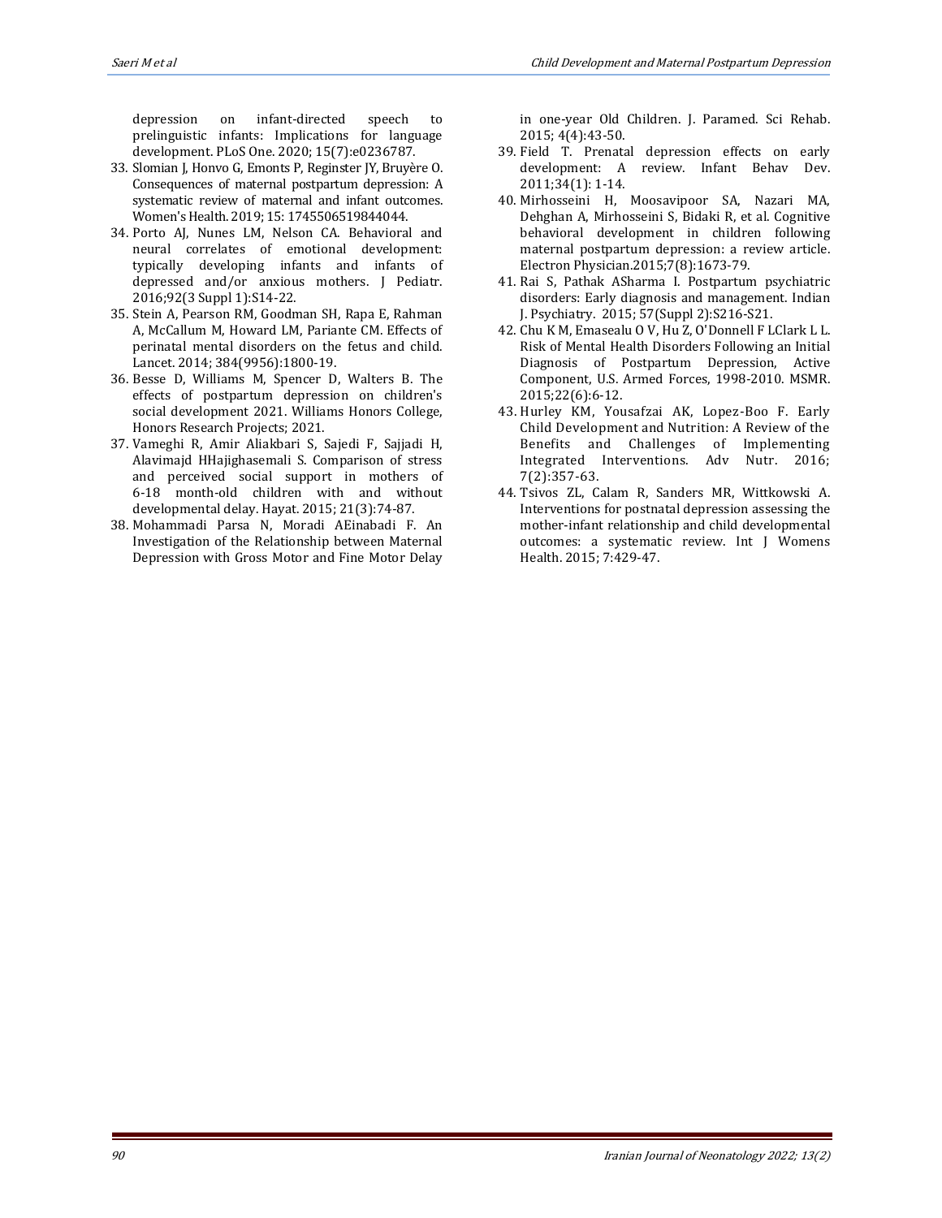depression on infant-directed speech to prelinguistic infants: Implications for language development. PLoS One. 2020; 15(7):e0236787.

33. Slomian J, Honvo G, Emonts P, Reginster JY, Bruyère O. Consequences of maternal postpartum depression: A systematic review of maternal and infant outcomes. Women's Health. 2019; 15: 1745506519844044.
34. Porto AJ, Nunes LM, Nelson CA. Behavioral and neural correlates of emotional development: typically developing infants and infants of depressed and/or anxious mothers. J Pediatr. 2016;92(3 Suppl 1):S14-22.
35. Stein A, Pearson RM, Goodman SH, Rapa E, Rahman A, McCallum M, Howard LM, Pariante CM. Effects of perinatal mental disorders on the fetus and child. Lancet. 2014; 384(9956):1800-19.
36. Besse D, Williams M, Spencer D, Walters B. The effects of postpartum depression on children's social development 2021. Williams Honors College, Honors Research Projects; 2021.
37. Vameghi R, Amir Aliakbari S, Sajedi F, Sajjadi H, Alavimajd HHajighasemali S. Comparison of stress and perceived social support in mothers of 6-18 month-old children with and without developmental delay. Hayat. 2015; 21(3):74-87.
38. Mohammadi Parsa N, Moradi AEinabadi F. An Investigation of the Relationship between Maternal Depression with Gross Motor and Fine Motor Delay in one-year Old Children. J. Paramed. Sci Rehab. 2015; 4(4):43-50.
39. Field T. Prenatal depression effects on early development: A review. Infant Behav Dev. 2011;34(1): 1-14.
40. Mirhosseini H, Moosavipoor SA, Nazari MA, Dehghan A, Mirhosseini S, Bidaki R, et al. Cognitive behavioral development in children following maternal postpartum depression: a review article. Electron Physician.2015;7(8):1673-79.
41. Rai S, Pathak ASharma I. Postpartum psychiatric disorders: Early diagnosis and management. Indian J. Psychiatry. 2015; 57(Suppl 2):S216-S21.
42. Chu K M, Emasealu O V, Hu Z, O'Donnell F LClark L L. Risk of Mental Health Disorders Following an Initial Diagnosis of Postpartum Depression, Active Component, U.S. Armed Forces, 1998-2010. MSMR. 2015;22(6):6-12.
43. Hurley KM, Yousafzai AK, Lopez-Boo F. Early Child Development and Nutrition: A Review of the Benefits and Challenges of Implementing Integrated Interventions. Adv Nutr. 2016; 7(2):357-63.
44. Tsivos ZL, Calam R, Sanders MR, Wittkowski A. Interventions for postnatal depression assessing the mother-infant relationship and child developmental outcomes: a systematic review. Int J Womens Health. 2015; 7:429-47.